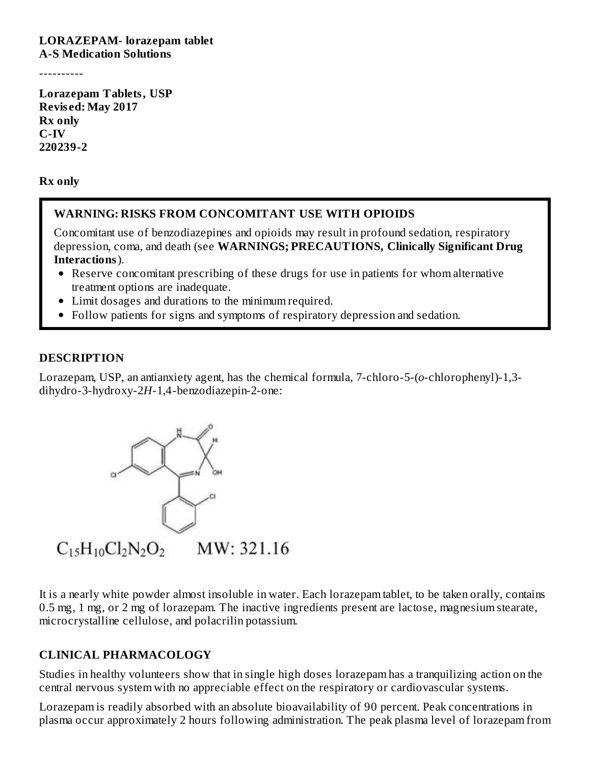**LORAZEPAM- lorazepam tablet**
**A-S Medication Solutions**

----------

**Lorazepam Tablets, USP**
**Revised: May 2017**
**Rx only**
**C-IV**
**220239-2**

**Rx only**

**WARNING: RISKS FROM CONCOMITANT USE WITH OPIOIDS**

Concomitant use of benzodiazepines and opioids may result in profound sedation, respiratory depression, coma, and death (see **WARNINGS; PRECAUTIONS, Clinically Significant Drug Interactions**).

- Reserve concomitant prescribing of these drugs for use in patients for whom alternative treatment options are inadequate.
- Limit dosages and durations to the minimum required.
- Follow patients for signs and symptoms of respiratory depression and sedation.

## DESCRIPTION

Lorazepam, USP, an antianxiety agent, has the chemical formula, 7-chloro-5-(*o*-chlorophenyl)-1,3-dihydro-3-hydroxy-2*H*-1,4-benzodiazepin-2-one:

$C_{15}H_{10}Cl_2N_2O_2$ MW: 321.16

It is a nearly white powder almost insoluble in water. Each lorazepam tablet, to be taken orally, contains 0.5 mg, 1 mg, or 2 mg of lorazepam. The inactive ingredients present are lactose, magnesium stearate, microcrystalline cellulose, and polacrilin potassium.

## CLINICAL PHARMACOLOGY

Studies in healthy volunteers show that in single high doses lorazepam has a tranquilizing action on the central nervous system with no appreciable effect on the respiratory or cardiovascular systems.

Lorazepam is readily absorbed with an absolute bioavailability of 90 percent. Peak concentrations in plasma occur approximately 2 hours following administration. The peak plasma level of lorazepam from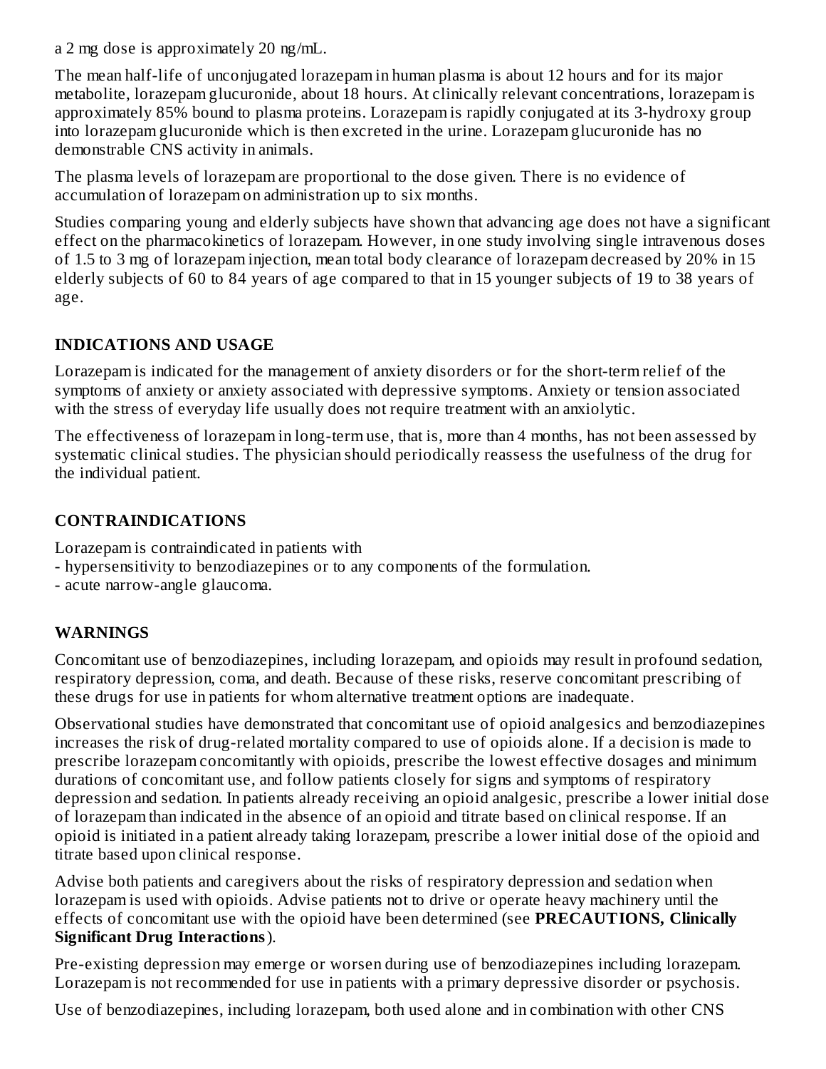a 2 mg dose is approximately 20 ng/mL.

The mean half-life of unconjugated lorazepam in human plasma is about 12 hours and for its major metabolite, lorazepam glucuronide, about 18 hours. At clinically relevant concentrations, lorazepam is approximately 85% bound to plasma proteins. Lorazepam is rapidly conjugated at its 3-hydroxy group into lorazepam glucuronide which is then excreted in the urine. Lorazepam glucuronide has no demonstrable CNS activity in animals.

The plasma levels of lorazepam are proportional to the dose given. There is no evidence of accumulation of lorazepam on administration up to six months.

Studies comparing young and elderly subjects have shown that advancing age does not have a significant effect on the pharmacokinetics of lorazepam. However, in one study involving single intravenous doses of 1.5 to 3 mg of lorazepam injection, mean total body clearance of lorazepam decreased by 20% in 15 elderly subjects of 60 to 84 years of age compared to that in 15 younger subjects of 19 to 38 years of age.

## INDICATIONS AND USAGE

Lorazepam is indicated for the management of anxiety disorders or for the short-term relief of the symptoms of anxiety or anxiety associated with depressive symptoms. Anxiety or tension associated with the stress of everyday life usually does not require treatment with an anxiolytic.

The effectiveness of lorazepam in long-term use, that is, more than 4 months, has not been assessed by systematic clinical studies. The physician should periodically reassess the usefulness of the drug for the individual patient.

## CONTRAINDICATIONS

Lorazepam is contraindicated in patients with
- hypersensitivity to benzodiazepines or to any components of the formulation.
- acute narrow-angle glaucoma.

## WARNINGS

Concomitant use of benzodiazepines, including lorazepam, and opioids may result in profound sedation, respiratory depression, coma, and death. Because of these risks, reserve concomitant prescribing of these drugs for use in patients for whom alternative treatment options are inadequate.

Observational studies have demonstrated that concomitant use of opioid analgesics and benzodiazepines increases the risk of drug-related mortality compared to use of opioids alone. If a decision is made to prescribe lorazepam concomitantly with opioids, prescribe the lowest effective dosages and minimum durations of concomitant use, and follow patients closely for signs and symptoms of respiratory depression and sedation. In patients already receiving an opioid analgesic, prescribe a lower initial dose of lorazepam than indicated in the absence of an opioid and titrate based on clinical response. If an opioid is initiated in a patient already taking lorazepam, prescribe a lower initial dose of the opioid and titrate based upon clinical response.

Advise both patients and caregivers about the risks of respiratory depression and sedation when lorazepam is used with opioids. Advise patients not to drive or operate heavy machinery until the effects of concomitant use with the opioid have been determined (see **PRECAUTIONS, Clinically Significant Drug Interactions**).

Pre-existing depression may emerge or worsen during use of benzodiazepines including lorazepam. Lorazepam is not recommended for use in patients with a primary depressive disorder or psychosis.

Use of benzodiazepines, including lorazepam, both used alone and in combination with other CNS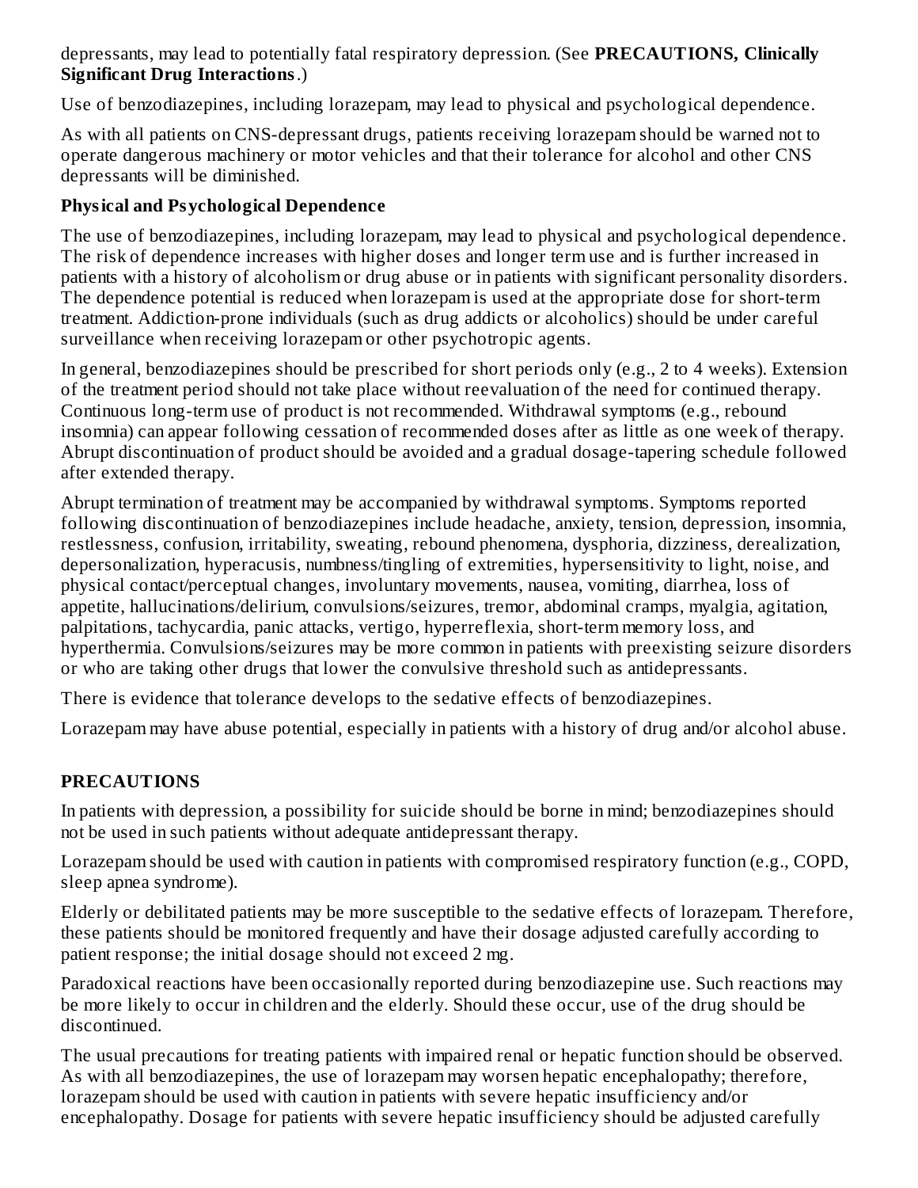depressants, may lead to potentially fatal respiratory depression. (See **PRECAUTIONS, Clinically Significant Drug Interactions**.)

Use of benzodiazepines, including lorazepam, may lead to physical and psychological dependence.

As with all patients on CNS-depressant drugs, patients receiving lorazepam should be warned not to operate dangerous machinery or motor vehicles and that their tolerance for alcohol and other CNS depressants will be diminished.

**Physical and Psychological Dependence**

The use of benzodiazepines, including lorazepam, may lead to physical and psychological dependence. The risk of dependence increases with higher doses and longer term use and is further increased in patients with a history of alcoholism or drug abuse or in patients with significant personality disorders. The dependence potential is reduced when lorazepam is used at the appropriate dose for short-term treatment. Addiction-prone individuals (such as drug addicts or alcoholics) should be under careful surveillance when receiving lorazepam or other psychotropic agents.

In general, benzodiazepines should be prescribed for short periods only (e.g., 2 to 4 weeks). Extension of the treatment period should not take place without reevaluation of the need for continued therapy. Continuous long-term use of product is not recommended. Withdrawal symptoms (e.g., rebound insomnia) can appear following cessation of recommended doses after as little as one week of therapy. Abrupt discontinuation of product should be avoided and a gradual dosage-tapering schedule followed after extended therapy.

Abrupt termination of treatment may be accompanied by withdrawal symptoms. Symptoms reported following discontinuation of benzodiazepines include headache, anxiety, tension, depression, insomnia, restlessness, confusion, irritability, sweating, rebound phenomena, dysphoria, dizziness, derealization, depersonalization, hyperacusis, numbness/tingling of extremities, hypersensitivity to light, noise, and physical contact/perceptual changes, involuntary movements, nausea, vomiting, diarrhea, loss of appetite, hallucinations/delirium, convulsions/seizures, tremor, abdominal cramps, myalgia, agitation, palpitations, tachycardia, panic attacks, vertigo, hyperreflexia, short-term memory loss, and hyperthermia. Convulsions/seizures may be more common in patients with preexisting seizure disorders or who are taking other drugs that lower the convulsive threshold such as antidepressants.

There is evidence that tolerance develops to the sedative effects of benzodiazepines.

Lorazepam may have abuse potential, especially in patients with a history of drug and/or alcohol abuse.

## PRECAUTIONS

In patients with depression, a possibility for suicide should be borne in mind; benzodiazepines should not be used in such patients without adequate antidepressant therapy.

Lorazepam should be used with caution in patients with compromised respiratory function (e.g., COPD, sleep apnea syndrome).

Elderly or debilitated patients may be more susceptible to the sedative effects of lorazepam. Therefore, these patients should be monitored frequently and have their dosage adjusted carefully according to patient response; the initial dosage should not exceed 2 mg.

Paradoxical reactions have been occasionally reported during benzodiazepine use. Such reactions may be more likely to occur in children and the elderly. Should these occur, use of the drug should be discontinued.

The usual precautions for treating patients with impaired renal or hepatic function should be observed. As with all benzodiazepines, the use of lorazepam may worsen hepatic encephalopathy; therefore, lorazepam should be used with caution in patients with severe hepatic insufficiency and/or encephalopathy. Dosage for patients with severe hepatic insufficiency should be adjusted carefully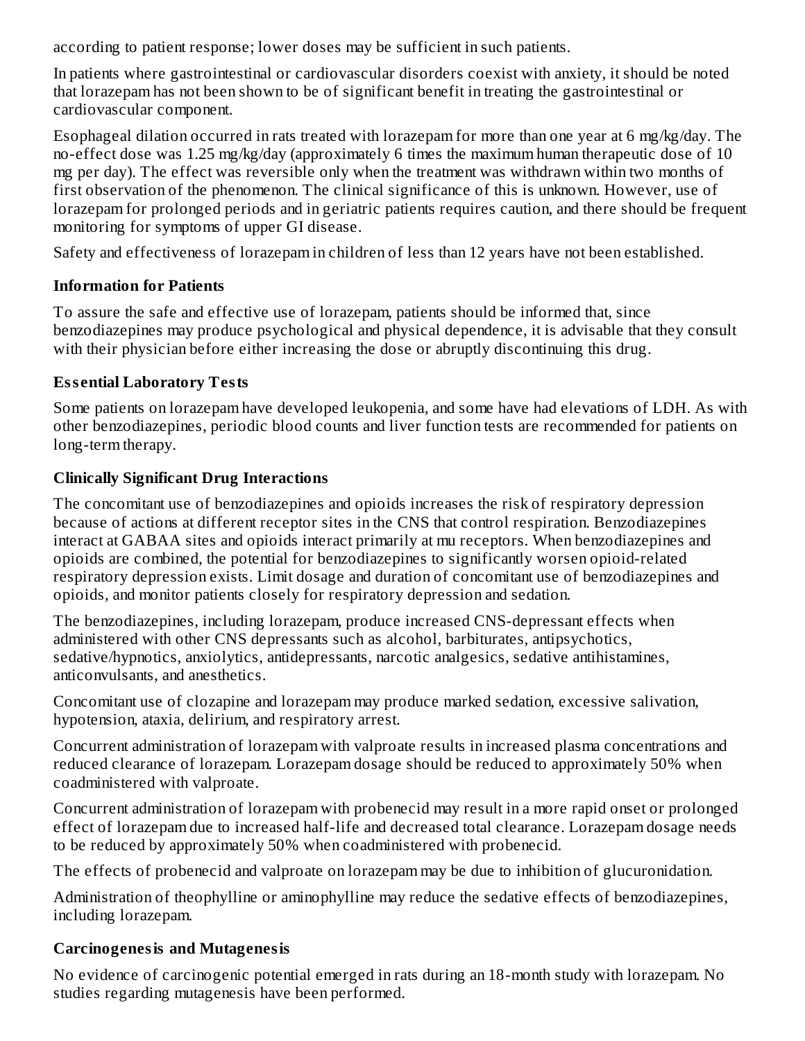according to patient response; lower doses may be sufficient in such patients.

In patients where gastrointestinal or cardiovascular disorders coexist with anxiety, it should be noted that lorazepam has not been shown to be of significant benefit in treating the gastrointestinal or cardiovascular component.

Esophageal dilation occurred in rats treated with lorazepam for more than one year at 6 mg/kg/day. The no-effect dose was 1.25 mg/kg/day (approximately 6 times the maximum human therapeutic dose of 10 mg per day). The effect was reversible only when the treatment was withdrawn within two months of first observation of the phenomenon. The clinical significance of this is unknown. However, use of lorazepam for prolonged periods and in geriatric patients requires caution, and there should be frequent monitoring for symptoms of upper GI disease.

Safety and effectiveness of lorazepam in children of less than 12 years have not been established.

### Information for Patients

To assure the safe and effective use of lorazepam, patients should be informed that, since benzodiazepines may produce psychological and physical dependence, it is advisable that they consult with their physician before either increasing the dose or abruptly discontinuing this drug.

### Essential Laboratory Tests

Some patients on lorazepam have developed leukopenia, and some have had elevations of LDH. As with other benzodiazepines, periodic blood counts and liver function tests are recommended for patients on long-term therapy.

### Clinically Significant Drug Interactions

The concomitant use of benzodiazepines and opioids increases the risk of respiratory depression because of actions at different receptor sites in the CNS that control respiration. Benzodiazepines interact at GABAA sites and opioids interact primarily at mu receptors. When benzodiazepines and opioids are combined, the potential for benzodiazepines to significantly worsen opioid-related respiratory depression exists. Limit dosage and duration of concomitant use of benzodiazepines and opioids, and monitor patients closely for respiratory depression and sedation.

The benzodiazepines, including lorazepam, produce increased CNS-depressant effects when administered with other CNS depressants such as alcohol, barbiturates, antipsychotics, sedative/hypnotics, anxiolytics, antidepressants, narcotic analgesics, sedative antihistamines, anticonvulsants, and anesthetics.

Concomitant use of clozapine and lorazepam may produce marked sedation, excessive salivation, hypotension, ataxia, delirium, and respiratory arrest.

Concurrent administration of lorazepam with valproate results in increased plasma concentrations and reduced clearance of lorazepam. Lorazepam dosage should be reduced to approximately 50% when coadministered with valproate.

Concurrent administration of lorazepam with probenecid may result in a more rapid onset or prolonged effect of lorazepam due to increased half-life and decreased total clearance. Lorazepam dosage needs to be reduced by approximately 50% when coadministered with probenecid.

The effects of probenecid and valproate on lorazepam may be due to inhibition of glucuronidation.

Administration of theophylline or aminophylline may reduce the sedative effects of benzodiazepines, including lorazepam.

### Carcinogenesis and Mutagenesis

No evidence of carcinogenic potential emerged in rats during an 18-month study with lorazepam. No studies regarding mutagenesis have been performed.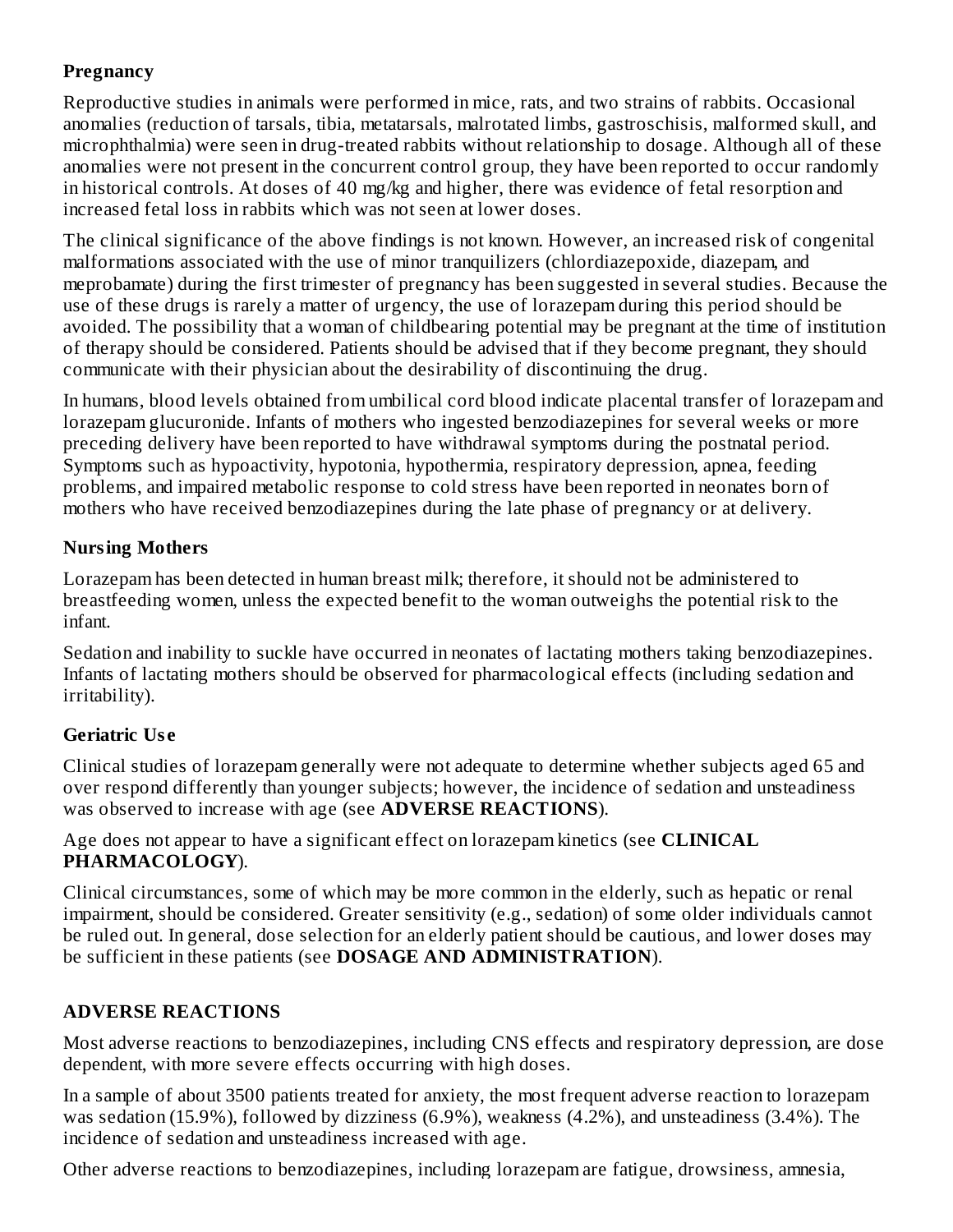**Pregnancy**

Reproductive studies in animals were performed in mice, rats, and two strains of rabbits. Occasional anomalies (reduction of tarsals, tibia, metatarsals, malrotated limbs, gastroschisis, malformed skull, and microphthalmia) were seen in drug-treated rabbits without relationship to dosage. Although all of these anomalies were not present in the concurrent control group, they have been reported to occur randomly in historical controls. At doses of 40 mg/kg and higher, there was evidence of fetal resorption and increased fetal loss in rabbits which was not seen at lower doses.

The clinical significance of the above findings is not known. However, an increased risk of congenital malformations associated with the use of minor tranquilizers (chlordiazepoxide, diazepam, and meprobamate) during the first trimester of pregnancy has been suggested in several studies. Because the use of these drugs is rarely a matter of urgency, the use of lorazepam during this period should be avoided. The possibility that a woman of childbearing potential may be pregnant at the time of institution of therapy should be considered. Patients should be advised that if they become pregnant, they should communicate with their physician about the desirability of discontinuing the drug.

In humans, blood levels obtained from umbilical cord blood indicate placental transfer of lorazepam and lorazepam glucuronide. Infants of mothers who ingested benzodiazepines for several weeks or more preceding delivery have been reported to have withdrawal symptoms during the postnatal period. Symptoms such as hypoactivity, hypotonia, hypothermia, respiratory depression, apnea, feeding problems, and impaired metabolic response to cold stress have been reported in neonates born of mothers who have received benzodiazepines during the late phase of pregnancy or at delivery.

**Nursing Mothers**

Lorazepam has been detected in human breast milk; therefore, it should not be administered to breastfeeding women, unless the expected benefit to the woman outweighs the potential risk to the infant.

Sedation and inability to suckle have occurred in neonates of lactating mothers taking benzodiazepines. Infants of lactating mothers should be observed for pharmacological effects (including sedation and irritability).

**Geriatric Use**

Clinical studies of lorazepam generally were not adequate to determine whether subjects aged 65 and over respond differently than younger subjects; however, the incidence of sedation and unsteadiness was observed to increase with age (see **ADVERSE REACTIONS**).

Age does not appear to have a significant effect on lorazepam kinetics (see **CLINICAL PHARMACOLOGY**).

Clinical circumstances, some of which may be more common in the elderly, such as hepatic or renal impairment, should be considered. Greater sensitivity (e.g., sedation) of some older individuals cannot be ruled out. In general, dose selection for an elderly patient should be cautious, and lower doses may be sufficient in these patients (see **DOSAGE AND ADMINISTRATION**).

## ADVERSE REACTIONS

Most adverse reactions to benzodiazepines, including CNS effects and respiratory depression, are dose dependent, with more severe effects occurring with high doses.

In a sample of about 3500 patients treated for anxiety, the most frequent adverse reaction to lorazepam was sedation (15.9%), followed by dizziness (6.9%), weakness (4.2%), and unsteadiness (3.4%). The incidence of sedation and unsteadiness increased with age.

Other adverse reactions to benzodiazepines, including lorazepam are fatigue, drowsiness, amnesia,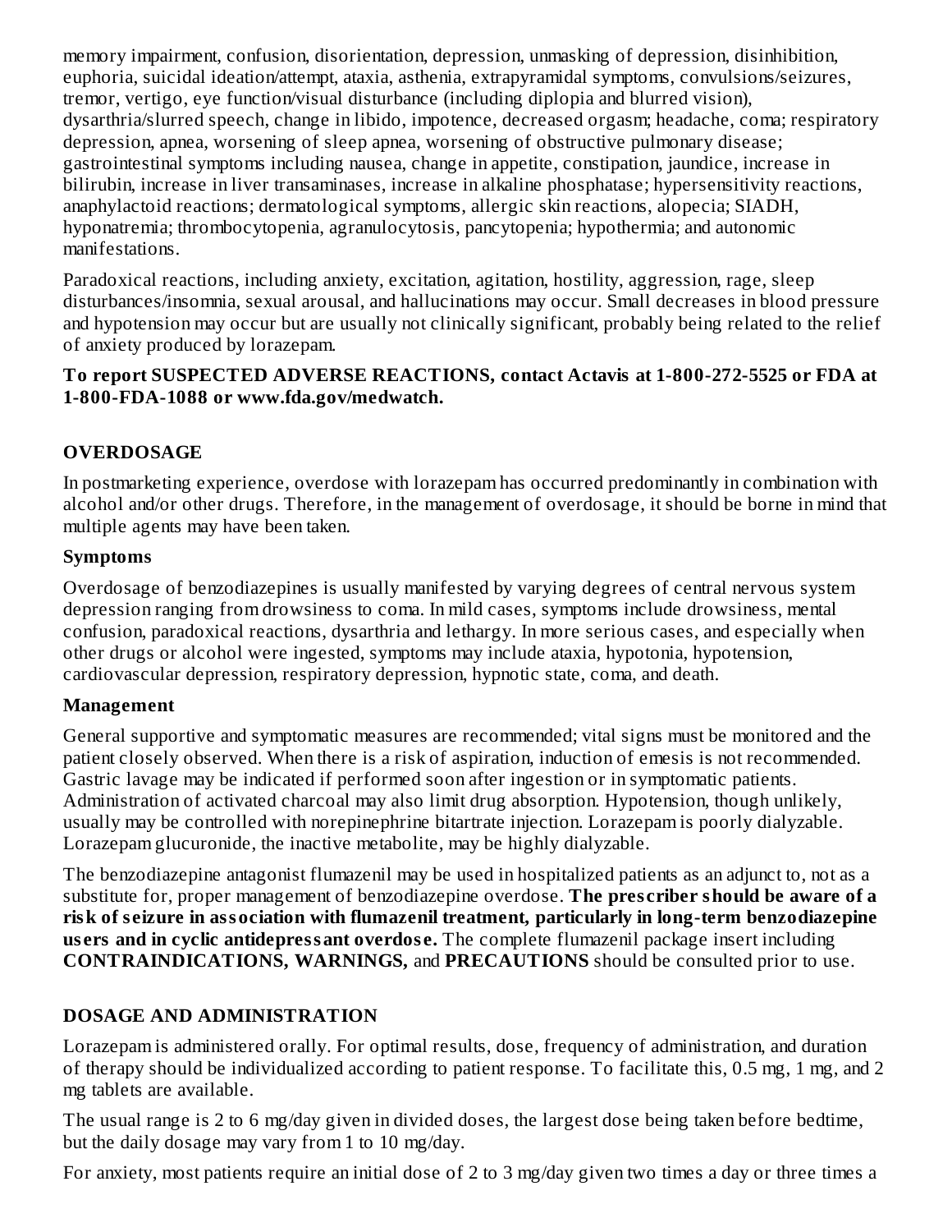memory impairment, confusion, disorientation, depression, unmasking of depression, disinhibition, euphoria, suicidal ideation/attempt, ataxia, asthenia, extrapyramidal symptoms, convulsions/seizures, tremor, vertigo, eye function/visual disturbance (including diplopia and blurred vision), dysarthria/slurred speech, change in libido, impotence, decreased orgasm; headache, coma; respiratory depression, apnea, worsening of sleep apnea, worsening of obstructive pulmonary disease; gastrointestinal symptoms including nausea, change in appetite, constipation, jaundice, increase in bilirubin, increase in liver transaminases, increase in alkaline phosphatase; hypersensitivity reactions, anaphylactoid reactions; dermatological symptoms, allergic skin reactions, alopecia; SIADH, hyponatremia; thrombocytopenia, agranulocytosis, pancytopenia; hypothermia; and autonomic manifestations.

Paradoxical reactions, including anxiety, excitation, agitation, hostility, aggression, rage, sleep disturbances/insomnia, sexual arousal, and hallucinations may occur. Small decreases in blood pressure and hypotension may occur but are usually not clinically significant, probably being related to the relief of anxiety produced by lorazepam.

**To report SUSPECTED ADVERSE REACTIONS, contact Actavis at 1-800-272-5525 or FDA at 1-800-FDA-1088 or www.fda.gov/medwatch.**

## OVERDOSAGE

In postmarketing experience, overdose with lorazepam has occurred predominantly in combination with alcohol and/or other drugs. Therefore, in the management of overdosage, it should be borne in mind that multiple agents may have been taken.

### Symptoms

Overdosage of benzodiazepines is usually manifested by varying degrees of central nervous system depression ranging from drowsiness to coma. In mild cases, symptoms include drowsiness, mental confusion, paradoxical reactions, dysarthria and lethargy. In more serious cases, and especially when other drugs or alcohol were ingested, symptoms may include ataxia, hypotonia, hypotension, cardiovascular depression, respiratory depression, hypnotic state, coma, and death.

### Management

General supportive and symptomatic measures are recommended; vital signs must be monitored and the patient closely observed. When there is a risk of aspiration, induction of emesis is not recommended. Gastric lavage may be indicated if performed soon after ingestion or in symptomatic patients. Administration of activated charcoal may also limit drug absorption. Hypotension, though unlikely, usually may be controlled with norepinephrine bitartrate injection. Lorazepam is poorly dialyzable. Lorazepam glucuronide, the inactive metabolite, may be highly dialyzable.

The benzodiazepine antagonist flumazenil may be used in hospitalized patients as an adjunct to, not as a substitute for, proper management of benzodiazepine overdose. **The prescriber should be aware of a risk of seizure in association with flumazenil treatment, particularly in long-term benzodiazepine users and in cyclic antidepressant overdose.** The complete flumazenil package insert including **CONTRAINDICATIONS, WARNINGS,** and **PRECAUTIONS** should be consulted prior to use.

## DOSAGE AND ADMINISTRATION

Lorazepam is administered orally. For optimal results, dose, frequency of administration, and duration of therapy should be individualized according to patient response. To facilitate this, 0.5 mg, 1 mg, and 2 mg tablets are available.

The usual range is 2 to 6 mg/day given in divided doses, the largest dose being taken before bedtime, but the daily dosage may vary from 1 to 10 mg/day.

For anxiety, most patients require an initial dose of 2 to 3 mg/day given two times a day or three times a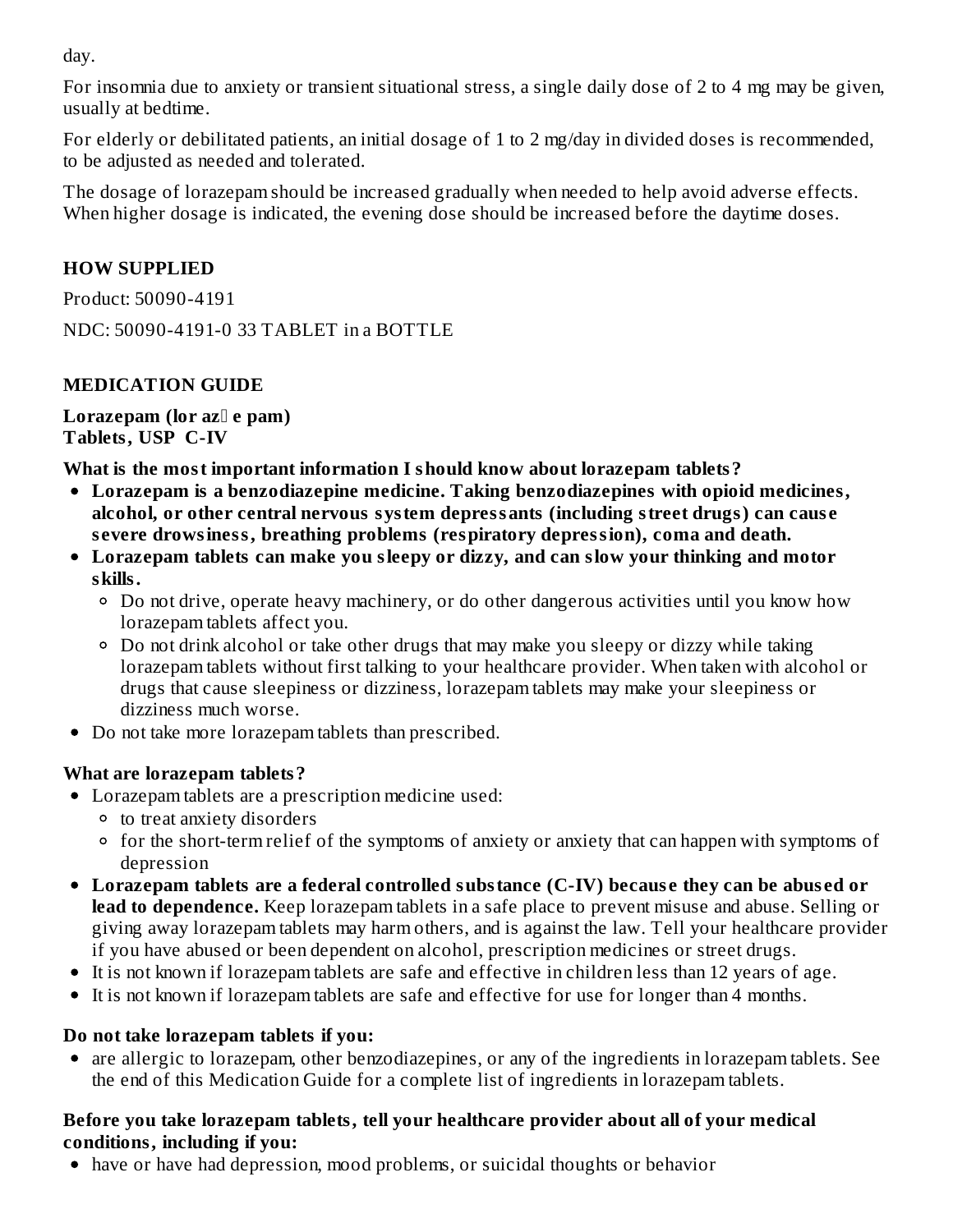day.

For insomnia due to anxiety or transient situational stress, a single daily dose of 2 to 4 mg may be given, usually at bedtime.

For elderly or debilitated patients, an initial dosage of 1 to 2 mg/day in divided doses is recommended, to be adjusted as needed and tolerated.

The dosage of lorazepam should be increased gradually when needed to help avoid adverse effects. When higher dosage is indicated, the evening dose should be increased before the daytime doses.

## HOW SUPPLIED

Product: 50090-4191

NDC: 50090-4191-0 33 TABLET in a BOTTLE

## MEDICATION GUIDE

**Lorazepam (lor az e pam)**
**Tablets, USP C-IV**

**What is the most important information I should know about lorazepam tablets?**

- **Lorazepam is a benzodiazepine medicine. Taking benzodiazepines with opioid medicines, alcohol, or other central nervous system depressants (including street drugs) can cause severe drowsiness, breathing problems (respiratory depression), coma and death.**
- **Lorazepam tablets can make you sleepy or dizzy, and can slow your thinking and motor skills.**
  - Do not drive, operate heavy machinery, or do other dangerous activities until you know how lorazepam tablets affect you.
  - Do not drink alcohol or take other drugs that may make you sleepy or dizzy while taking lorazepam tablets without first talking to your healthcare provider. When taken with alcohol or drugs that cause sleepiness or dizziness, lorazepam tablets may make your sleepiness or dizziness much worse.
- Do not take more lorazepam tablets than prescribed.

**What are lorazepam tablets?**

- Lorazepam tablets are a prescription medicine used:
  - to treat anxiety disorders
  - for the short-term relief of the symptoms of anxiety or anxiety that can happen with symptoms of depression
- **Lorazepam tablets are a federal controlled substance (C-IV) because they can be abused or lead to dependence.** Keep lorazepam tablets in a safe place to prevent misuse and abuse. Selling or giving away lorazepam tablets may harm others, and is against the law. Tell your healthcare provider if you have abused or been dependent on alcohol, prescription medicines or street drugs.
- It is not known if lorazepam tablets are safe and effective in children less than 12 years of age.
- It is not known if lorazepam tablets are safe and effective for use for longer than 4 months.

**Do not take lorazepam tablets if you:**

- are allergic to lorazepam, other benzodiazepines, or any of the ingredients in lorazepam tablets. See the end of this Medication Guide for a complete list of ingredients in lorazepam tablets.

**Before you take lorazepam tablets, tell your healthcare provider about all of your medical conditions, including if you:**

- have or have had depression, mood problems, or suicidal thoughts or behavior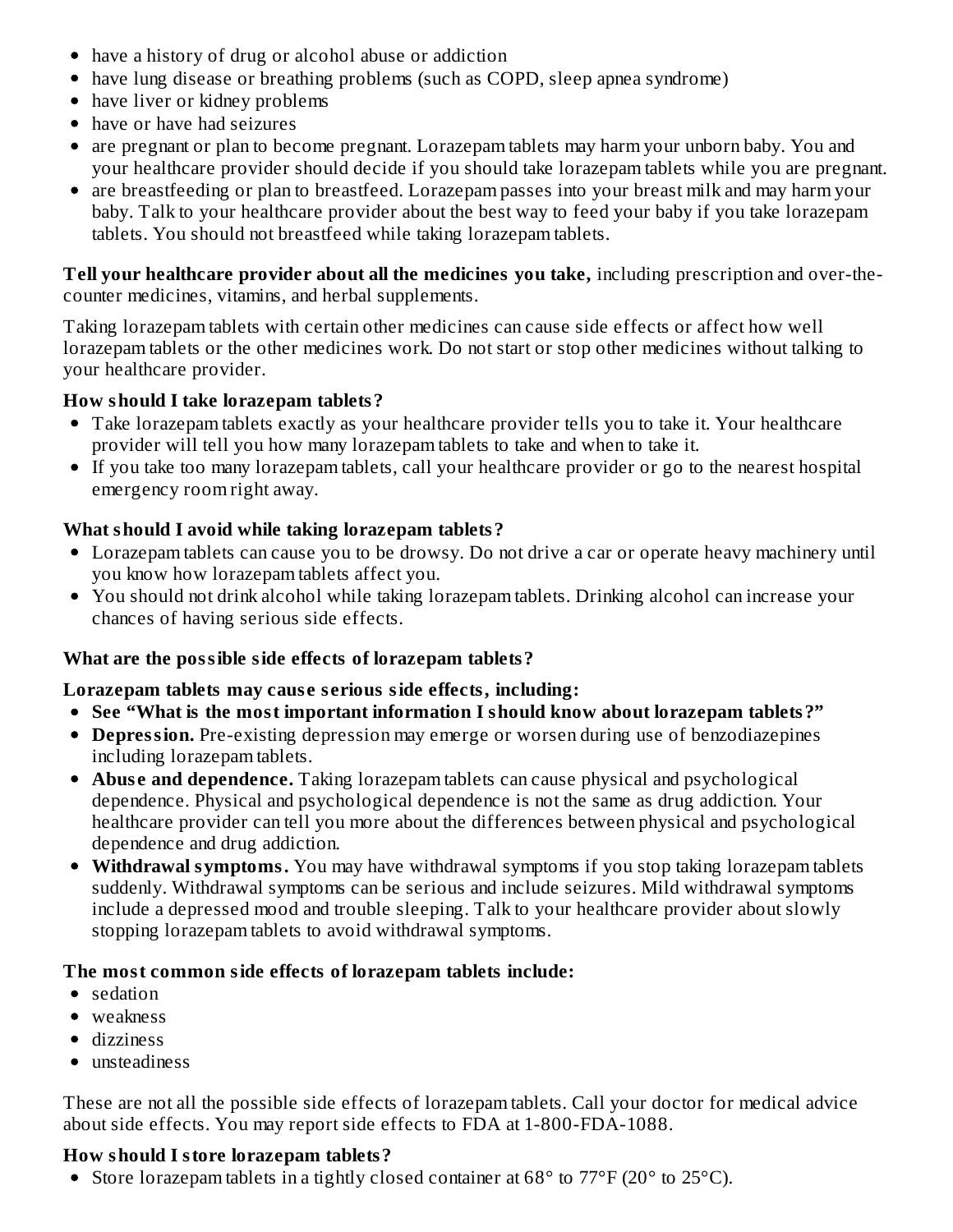- have a history of drug or alcohol abuse or addiction
- have lung disease or breathing problems (such as COPD, sleep apnea syndrome)
- have liver or kidney problems
- have or have had seizures
- are pregnant or plan to become pregnant. Lorazepam tablets may harm your unborn baby. You and your healthcare provider should decide if you should take lorazepam tablets while you are pregnant.
- are breastfeeding or plan to breastfeed. Lorazepam passes into your breast milk and may harm your baby. Talk to your healthcare provider about the best way to feed your baby if you take lorazepam tablets. You should not breastfeed while taking lorazepam tablets.

**Tell your healthcare provider about all the medicines you take,** including prescription and over-the-counter medicines, vitamins, and herbal supplements.

Taking lorazepam tablets with certain other medicines can cause side effects or affect how well lorazepam tablets or the other medicines work. Do not start or stop other medicines without talking to your healthcare provider.

**How should I take lorazepam tablets?**

- Take lorazepam tablets exactly as your healthcare provider tells you to take it. Your healthcare provider will tell you how many lorazepam tablets to take and when to take it.
- If you take too many lorazepam tablets, call your healthcare provider or go to the nearest hospital emergency room right away.

**What should I avoid while taking lorazepam tablets?**

- Lorazepam tablets can cause you to be drowsy. Do not drive a car or operate heavy machinery until you know how lorazepam tablets affect you.
- You should not drink alcohol while taking lorazepam tablets. Drinking alcohol can increase your chances of having serious side effects.

**What are the possible side effects of lorazepam tablets?**

**Lorazepam tablets may cause serious side effects, including:**

- **See "What is the most important information I should know about lorazepam tablets?"**
- **Depression.** Pre-existing depression may emerge or worsen during use of benzodiazepines including lorazepam tablets.
- **Abuse and dependence.** Taking lorazepam tablets can cause physical and psychological dependence. Physical and psychological dependence is not the same as drug addiction. Your healthcare provider can tell you more about the differences between physical and psychological dependence and drug addiction.
- **Withdrawal symptoms.** You may have withdrawal symptoms if you stop taking lorazepam tablets suddenly. Withdrawal symptoms can be serious and include seizures. Mild withdrawal symptoms include a depressed mood and trouble sleeping. Talk to your healthcare provider about slowly stopping lorazepam tablets to avoid withdrawal symptoms.

**The most common side effects of lorazepam tablets include:**

- sedation
- weakness
- dizziness
- unsteadiness

These are not all the possible side effects of lorazepam tablets. Call your doctor for medical advice about side effects. You may report side effects to FDA at 1-800-FDA-1088.

**How should I store lorazepam tablets?**

- Store lorazepam tablets in a tightly closed container at 68° to 77°F (20° to 25°C).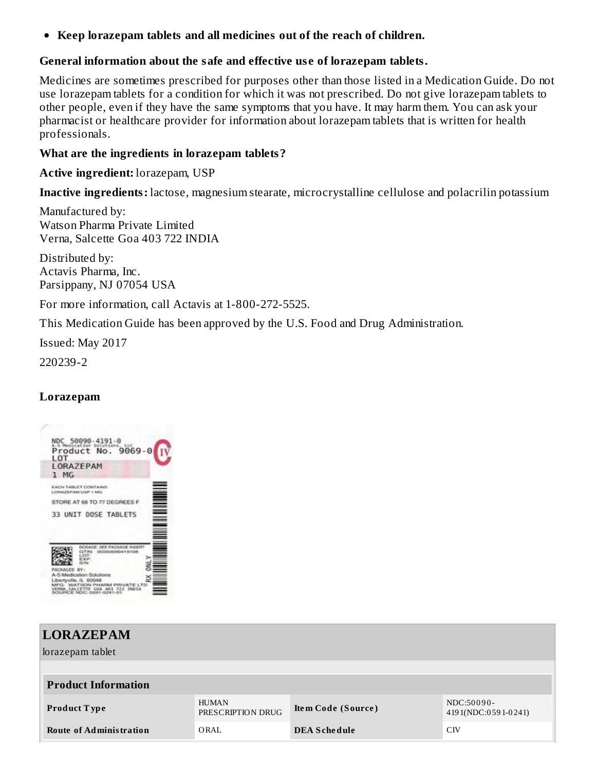- **Keep lorazepam tablets and all medicines out of the reach of children.**

**General information about the safe and effective use of lorazepam tablets.**

Medicines are sometimes prescribed for purposes other than those listed in a Medication Guide. Do not use lorazepam tablets for a condition for which it was not prescribed. Do not give lorazepam tablets to other people, even if they have the same symptoms that you have. It may harm them. You can ask your pharmacist or healthcare provider for information about lorazepam tablets that is written for health professionals.

**What are the ingredients in lorazepam tablets?**

**Active ingredient:** lorazepam, USP

**Inactive ingredients:** lactose, magnesium stearate, microcrystalline cellulose and polacrilin potassium

Manufactured by:
Watson Pharma Private Limited
Verna, Salcette Goa 403 722 INDIA

Distributed by:
Actavis Pharma, Inc.
Parsippany, NJ 07054 USA

For more information, call Actavis at 1-800-272-5525.

This Medication Guide has been approved by the U.S. Food and Drug Administration.

Issued: May 2017

220239-2

**Lorazepam**

NDC 50090-4191-0
A-S Medication Solutions, LLC
Product No. 9069-0
LOT
LORAZEPAM
1 MG

EACH TABLET CONTAINS:
LORAZEPAM USP 1 MG

STORE AT 68 TO 77 DEGREES F

33 UNIT DOSE TABLETS

DOSAGE: SEE PACKAGE INSERT
GTIN: 00350090419108
LOT:
EXP:
S/N:

PACKAGED BY:
A-S Medication Solutions
Libertyville, IL 60048
MFG: WATSON PHARM PRIVATE LTD
VERNA, SALCETTE GOA 403 722 INDIA
SOURCE NDC: 0591-0241-01

RX ONLY

## LORAZEPAM

lorazepam tablet

| Product Information | | | |
|---|---|---|---|
| **Product Type** | HUMAN PRESCRIPTION DRUG | **Item Code (Source)** | NDC:50090-4191(NDC:0591-0241) |
| **Route of Administration** | ORAL | **DEA Schedule** | CIV |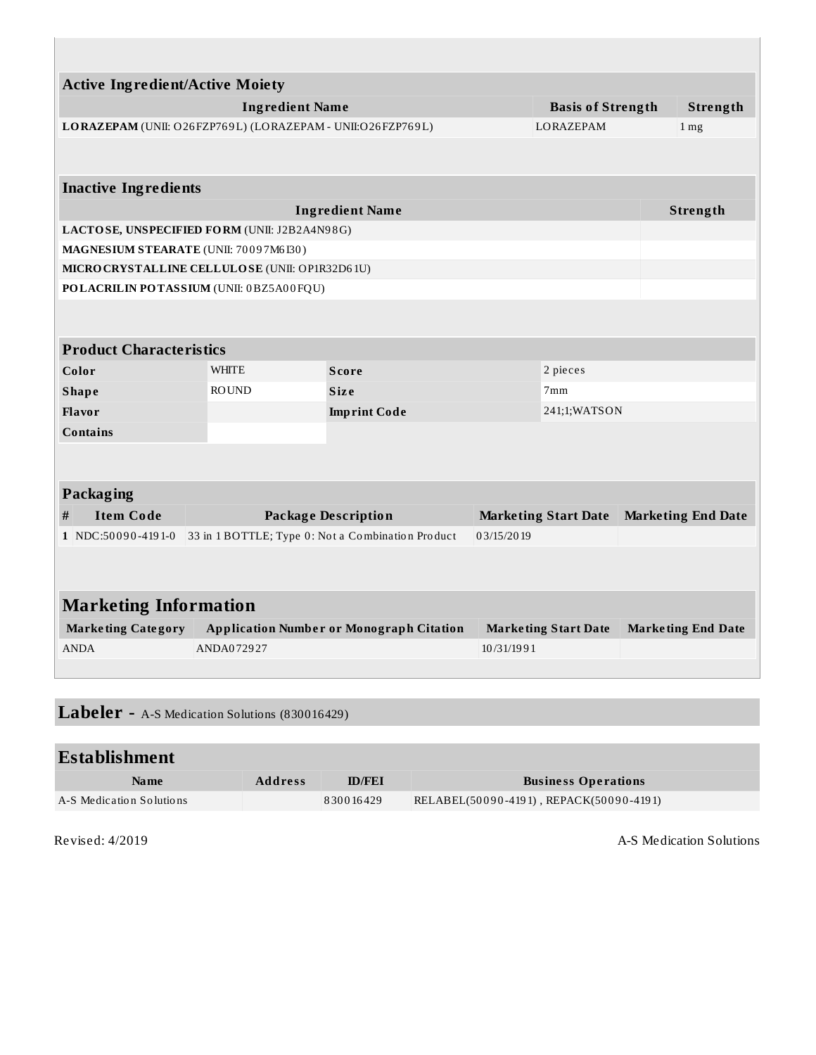| Active Ingredient/Active Moiety | | |
|---|---|---|
| **Ingredient Name** | **Basis of Strength** | **Strength** |
| **LORAZEPAM** (UNII: O26FZP769L) (LORAZEPAM - UNII:O26FZP769L) | LORAZEPAM | 1 mg |

| Inactive Ingredients | |
|---|---|
| **Ingredient Name** | **Strength** |
| **LACTOSE, UNSPECIFIED FORM** (UNII: J2B2A4N98G) | |
| **MAGNESIUM STEARATE** (UNII: 70097M6I30) | |
| **MICROCRYSTALLINE CELLULOSE** (UNII: OP1R32D61U) | |
| **POLACRILIN POTASSIUM** (UNII: 0BZ5A00FQU) | |

| Product Characteristics | | | |
|---|---|---|---|
| **Color** | WHITE | **Score** | 2 pieces |
| **Shape** | ROUND | **Size** | 7mm |
| **Flavor** | | **Imprint Code** | 241;1;WATSON |
| **Contains** | | | |

| Packaging | | | | |
|---|---|---|---|---|
| **#** | **Item Code** | **Package Description** | **Marketing Start Date** | **Marketing End Date** |
| 1 | NDC:50090-4191-0 | 33 in 1 BOTTLE; Type 0: Not a Combination Product | 03/15/2019 | |

| Marketing Information | | | |
|---|---|---|---|
| **Marketing Category** | **Application Number or Monograph Citation** | **Marketing Start Date** | **Marketing End Date** |
| ANDA | ANDA072927 | 10/31/1991 | |

## Labeler - A-S Medication Solutions (830016429)

| Establishment | | | |
|---|---|---|---|
| **Name** | **Address** | **ID/FEI** | **Business Operations** |
| A-S Medication Solutions | | 830016429 | RELABEL(50090-4191) , REPACK(50090-4191) |

Revised: 4/2019

A-S Medication Solutions